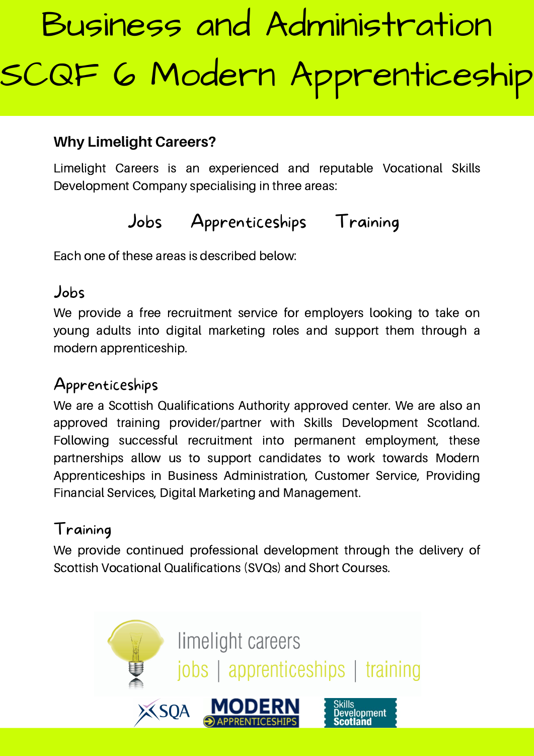# Business and Administration SCQF 6 Modern Apprenticeship

**Why Limelight Careers?**

Limelight Careers is an experienced and reputable Vocational Skills Development Company specialising in three areas:

Jobs    Apprenticeships    Training

Each one of these areas is described below:

## Jobs

We provide a free recruitment service for employers looking to take on young adults into digital marketing roles and support them through a modern apprenticeship.

## Apprenticeships

We are a Scottish Qualifications Authority approved center. We are also an approved training provider/partner with Skills Development Scotland. Following successful recruitment into permanent employment, these partnerships allow us to support candidates to work towards Modern Apprenticeships in Business Administration, Customer Service, Providing Financial Services, Digital Marketing and Management.

## Training

We provide continued professional development through the delivery of Scottish Vocational Qualifications (SVQs) and Short Courses.

limelight careers
jobs | apprenticeships | training

SQA    MODERN APPRENTICESHIPS    Skills Development Scotland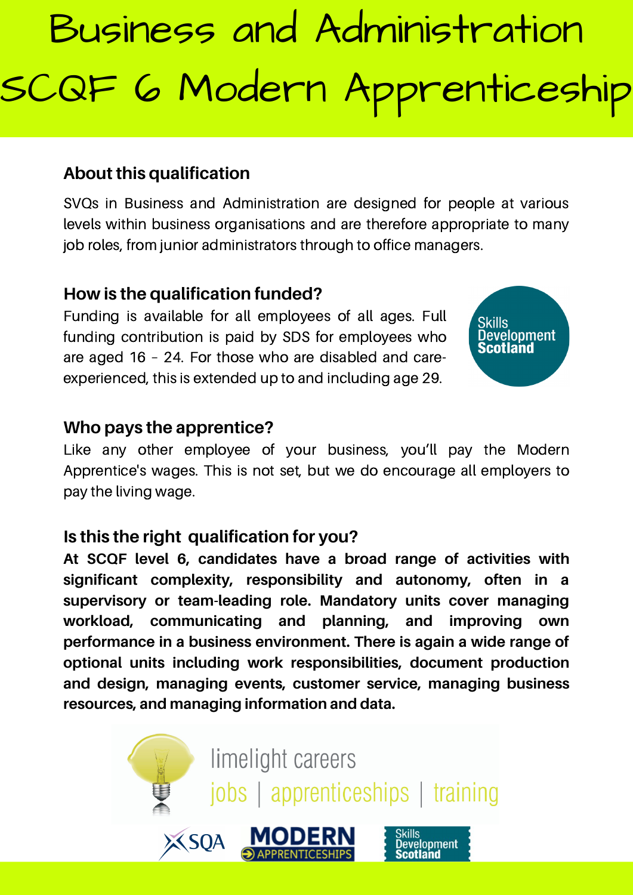# Business and Administration SCQF 6 Modern Apprenticeship

## About this qualification

SVQs in Business and Administration are designed for people at various levels within business organisations and are therefore appropriate to many job roles, from junior administrators through to office managers.

## How is the qualification funded?

Funding is available for all employees of all ages. Full funding contribution is paid by SDS for employees who are aged 16 – 24. For those who are disabled and care-experienced, this is extended up to and including age 29.

## Who pays the apprentice?

Like any other employee of your business, you'll pay the Modern Apprentice's wages. This is not set, but we do encourage all employers to pay the living wage.

## Is this the right qualification for you?

**At SCQF level 6, candidates have a broad range of activities with significant complexity, responsibility and autonomy, often in a supervisory or team-leading role. Mandatory units cover managing workload, communicating and planning, and improving own performance in a business environment. There is again a wide range of optional units including work responsibilities, document production and design, managing events, customer service, managing business resources, and managing information and data.**

limelight careers
jobs | apprenticeships | training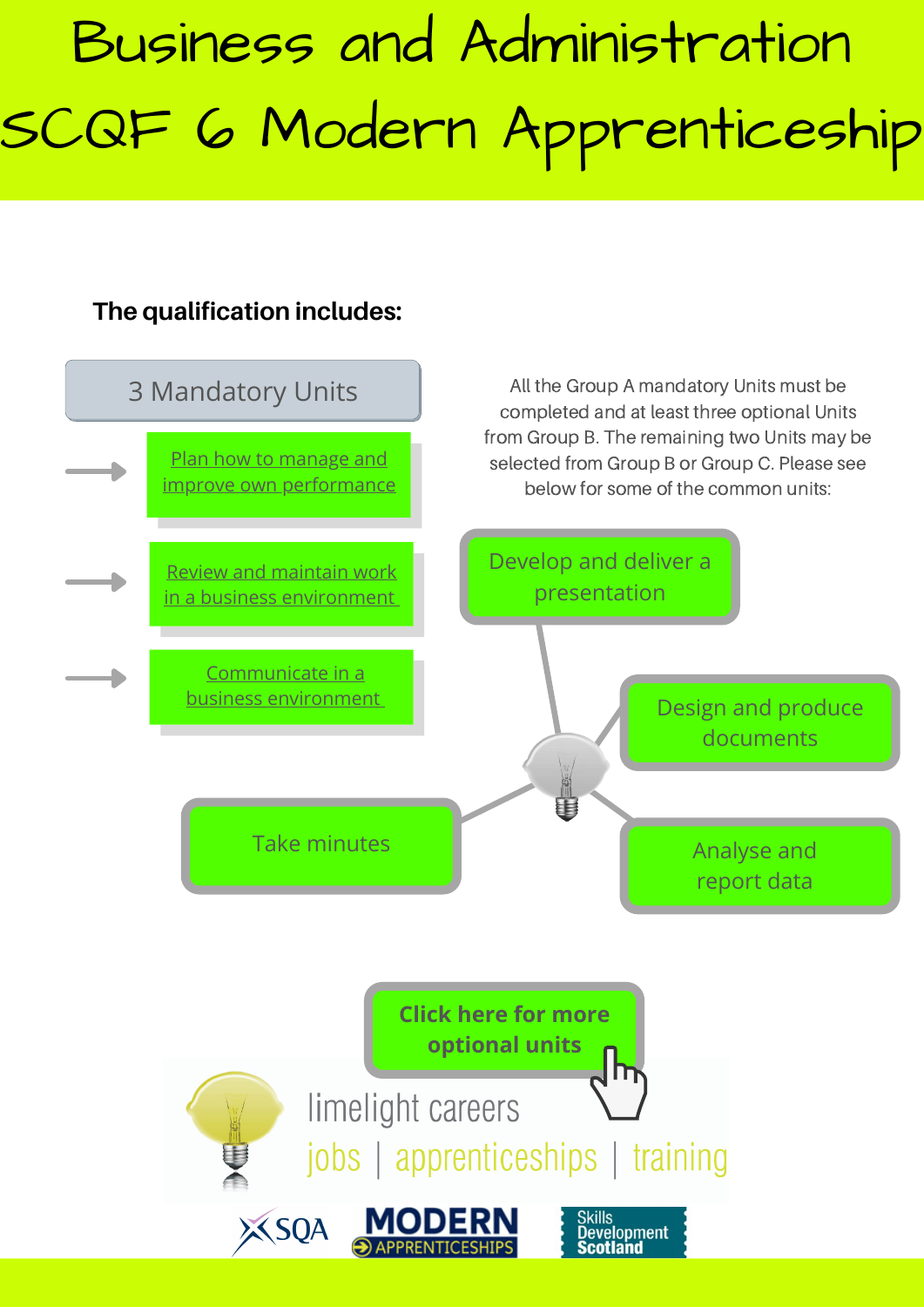# Business and Administration SCQF 6 Modern Apprenticeship

**The qualification includes:**

3 Mandatory Units

- Plan how to manage and improve own performance
- Review and maintain work in a business environment
- Communicate in a business environment

All the Group A mandatory Units must be completed and at least three optional Units from Group B. The remaining two Units may be selected from Group B or Group C. Please see below for some of the common units:

- Develop and deliver a presentation
- Design and produce documents
- Analyse and report data
- Take minutes

**Click here for more optional units**

limelight careers
jobs | apprenticeships | training

SQA | MODERN APPRENTICESHIPS | Skills Development Scotland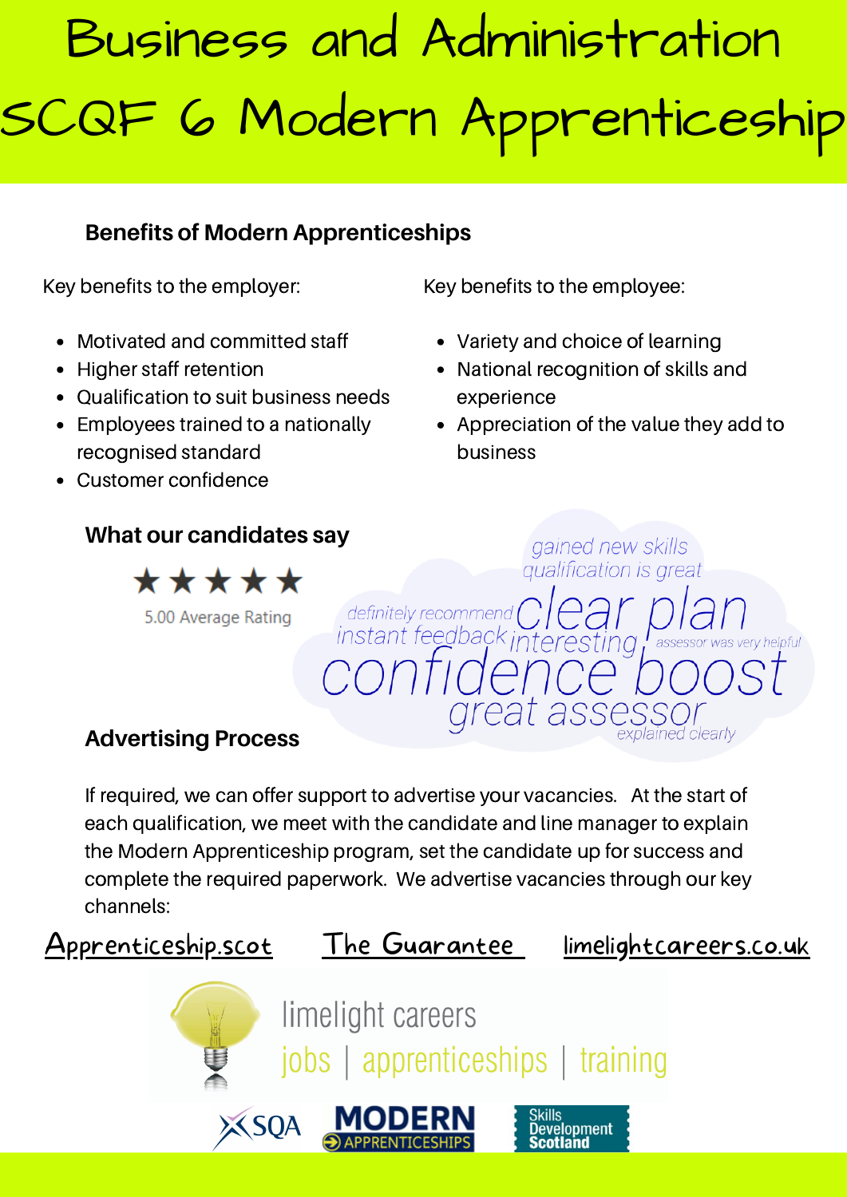# Business and Administration SCQF 6 Modern Apprenticeship

## Benefits of Modern Apprenticeships

Key benefits to the employer:

- Motivated and committed staff
- Higher staff retention
- Qualification to suit business needs
- Employees trained to a nationally recognised standard
- Customer confidence

Key benefits to the employee:

- Variety and choice of learning
- National recognition of skills and experience
- Appreciation of the value they add to business

## What our candidates say

★★★★★
5.00 Average Rating

gained new skills
qualification is great
definitely recommend
clear plan
instant feedback
interesting
assessor was very helpful
confidence boost
great assessor
explained clearly

## Advertising Process

If required, we can offer support to advertise your vacancies. At the start of each qualification, we meet with the candidate and line manager to explain the Modern Apprenticeship program, set the candidate up for success and complete the required paperwork. We advertise vacancies through our key channels:

Apprenticeship.scot | The Guarantee | limelightcareers.co.uk

limelight careers
jobs | apprenticeships | training

SQA | MODERN APPRENTICESHIPS | Skills Development Scotland